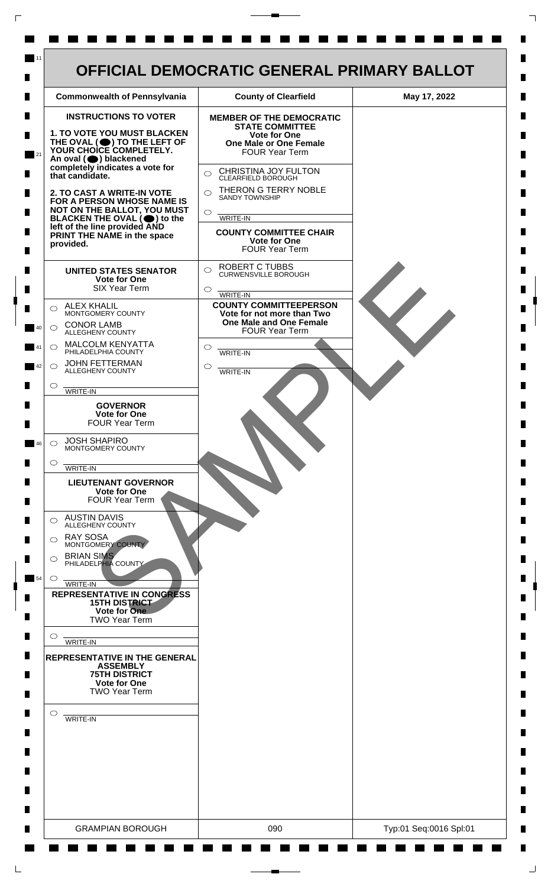# OFFICIAL DEMOCRATIC GENERAL PRIMARY BALLOT

| Commonwealth of Pennsylvania | County of Clearfield | May 17, 2022 |
|---|---|---|

**INSTRUCTIONS TO VOTER**

**1. TO VOTE YOU MUST BLACKEN THE OVAL (●) TO THE LEFT OF YOUR CHOICE COMPLETELY.** An oval (●) blackened completely indicates a vote for that candidate.

**2. TO CAST A WRITE-IN VOTE FOR A PERSON WHOSE NAME IS NOT ON THE BALLOT, YOU MUST BLACKEN THE OVAL (●) to the** left of the line provided AND PRINT THE NAME in the space provided.

**UNITED STATES SENATOR**
**Vote for One**
SIX Year Term

- ○ ALEX KHALIL — MONTGOMERY COUNTY
- ○ CONOR LAMB — ALLEGHENY COUNTY
- ○ MALCOLM KENYATTA — PHILADELPHIA COUNTY
- ○ JOHN FETTERMAN — ALLEGHENY COUNTY
- ○ ________ WRITE-IN

**GOVERNOR**
**Vote for One**
FOUR Year Term

- ○ JOSH SHAPIRO — MONTGOMERY COUNTY
- ○ ________ WRITE-IN

**LIEUTENANT GOVERNOR**
**Vote for One**
FOUR Year Term

- ○ AUSTIN DAVIS — ALLEGHENY COUNTY
- ○ RAY SOSA — MONTGOMERY COUNTY
- ○ BRIAN SIMS — PHILADELPHIA COUNTY
- ○ ________ WRITE-IN

**REPRESENTATIVE IN CONGRESS**
**15TH DISTRICT**
**Vote for One**
TWO Year Term

- ○ ________ WRITE-IN

**REPRESENTATIVE IN THE GENERAL ASSEMBLY**
**75TH DISTRICT**
**Vote for One**
TWO Year Term

- ○ ________ WRITE-IN

**MEMBER OF THE DEMOCRATIC STATE COMMITTEE**
**Vote for One**
**One Male or One Female**
FOUR Year Term

- ○ CHRISTINA JOY FULTON — CLEARFIELD BOROUGH
- ○ THERON G TERRY NOBLE — SANDY TOWNSHIP
- ○ ________ WRITE-IN

**COUNTY COMMITTEE CHAIR**
**Vote for One**
FOUR Year Term

- ○ ROBERT C TUBBS — CURWENSVILLE BOROUGH
- ○ ________ WRITE-IN

**COUNTY COMMITTEEPERSON**
**Vote for not more than Two**
**One Male and One Female**
FOUR Year Term

- ○ ________ WRITE-IN
- ○ ________ WRITE-IN

SAMPLE

| GRAMPIAN BOROUGH | 090 | Typ:01 Seq:0016 Spl:01 |
|---|---|---|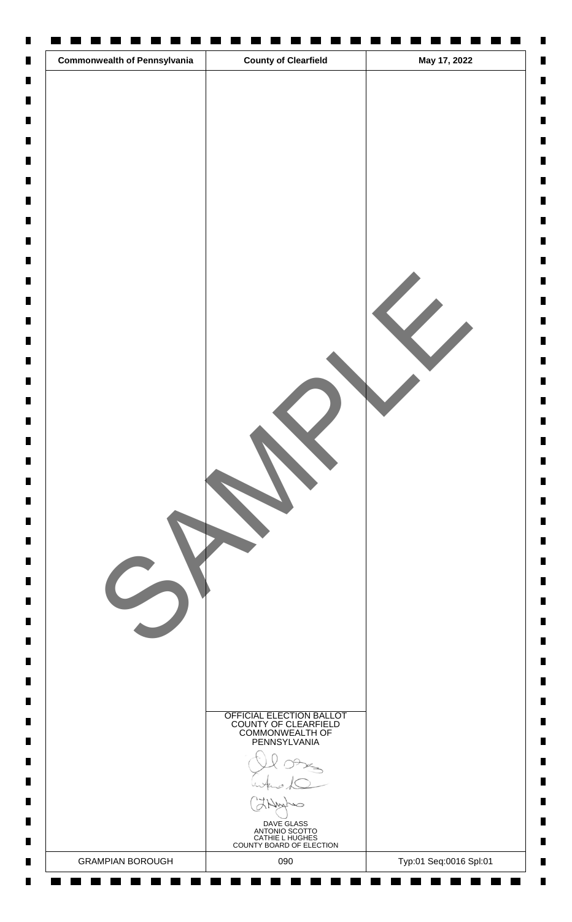| Commonwealth of Pennsylvania | County of Clearfield | May 17, 2022 |
| --- | --- | --- |
| | OFFICIAL ELECTION BALLOT<br>COUNTY OF CLEARFIELD<br>COMMONWEALTH OF PENNSYLVANIA<br><br>DAVE GLASS<br>ANTONIO SCOTTO<br>CATHIE L HUGHES<br>COUNTY BOARD OF ELECTION | |
| GRAMPIAN BOROUGH | 090 | Typ:01 Seq:0016 Spl:01 |

SAMPLE